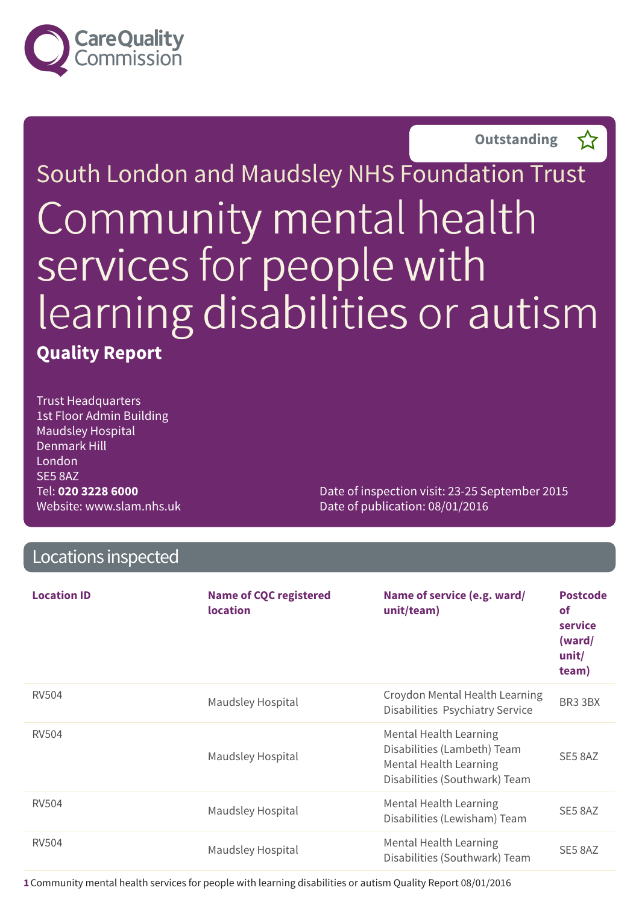Outstanding ☆

South London and Maudsley NHS Foundation Trust

# Community mental health services for people with learning disabilities or autism

**Quality Report**

Trust Headquarters
1st Floor Admin Building
Maudsley Hospital
Denmark Hill
London
SE5 8AZ
Tel: **020 3228 6000**
Website: www.slam.nhs.uk

Date of inspection visit: 23-25 September 2015
Date of publication: 08/01/2016

## Locations inspected

| Location ID | Name of CQC registered location | Name of service (e.g. ward/ unit/team) | Postcode of service (ward/ unit/ team) |
|---|---|---|---|
| RV504 | Maudsley Hospital | Croydon Mental Health Learning Disabilities Psychiatry Service | BR3 3BX |
| RV504 | Maudsley Hospital | Mental Health Learning Disabilities (Lambeth) Team Mental Health Learning Disabilities (Southwark) Team | SE5 8AZ |
| RV504 | Maudsley Hospital | Mental Health Learning Disabilities (Lewisham) Team | SE5 8AZ |
| RV504 | Maudsley Hospital | Mental Health Learning Disabilities (Southwark) Team | SE5 8AZ |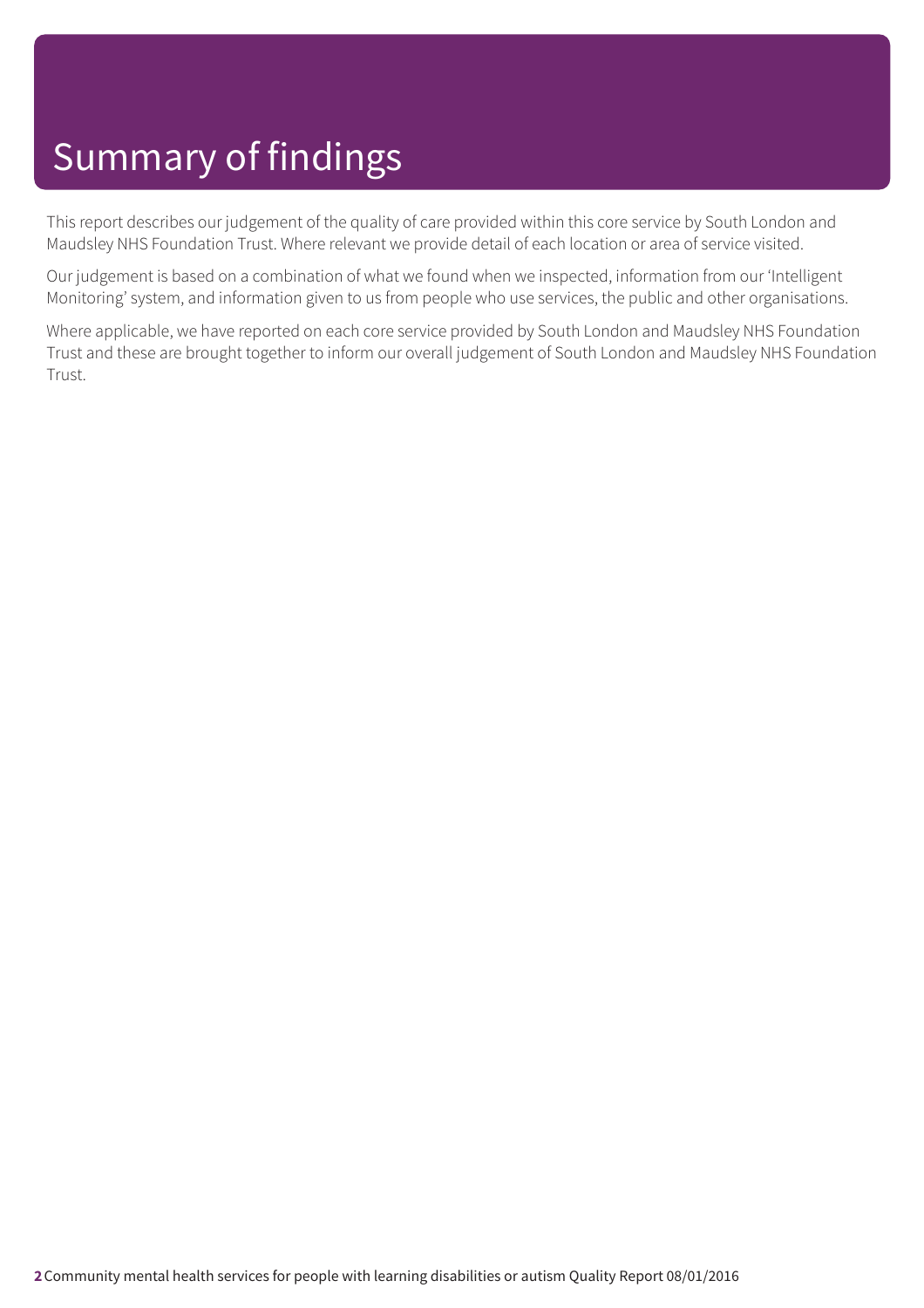# Summary of findings

This report describes our judgement of the quality of care provided within this core service by South London and Maudsley NHS Foundation Trust. Where relevant we provide detail of each location or area of service visited.

Our judgement is based on a combination of what we found when we inspected, information from our 'Intelligent Monitoring' system, and information given to us from people who use services, the public and other organisations.

Where applicable, we have reported on each core service provided by South London and Maudsley NHS Foundation Trust and these are brought together to inform our overall judgement of South London and Maudsley NHS Foundation Trust.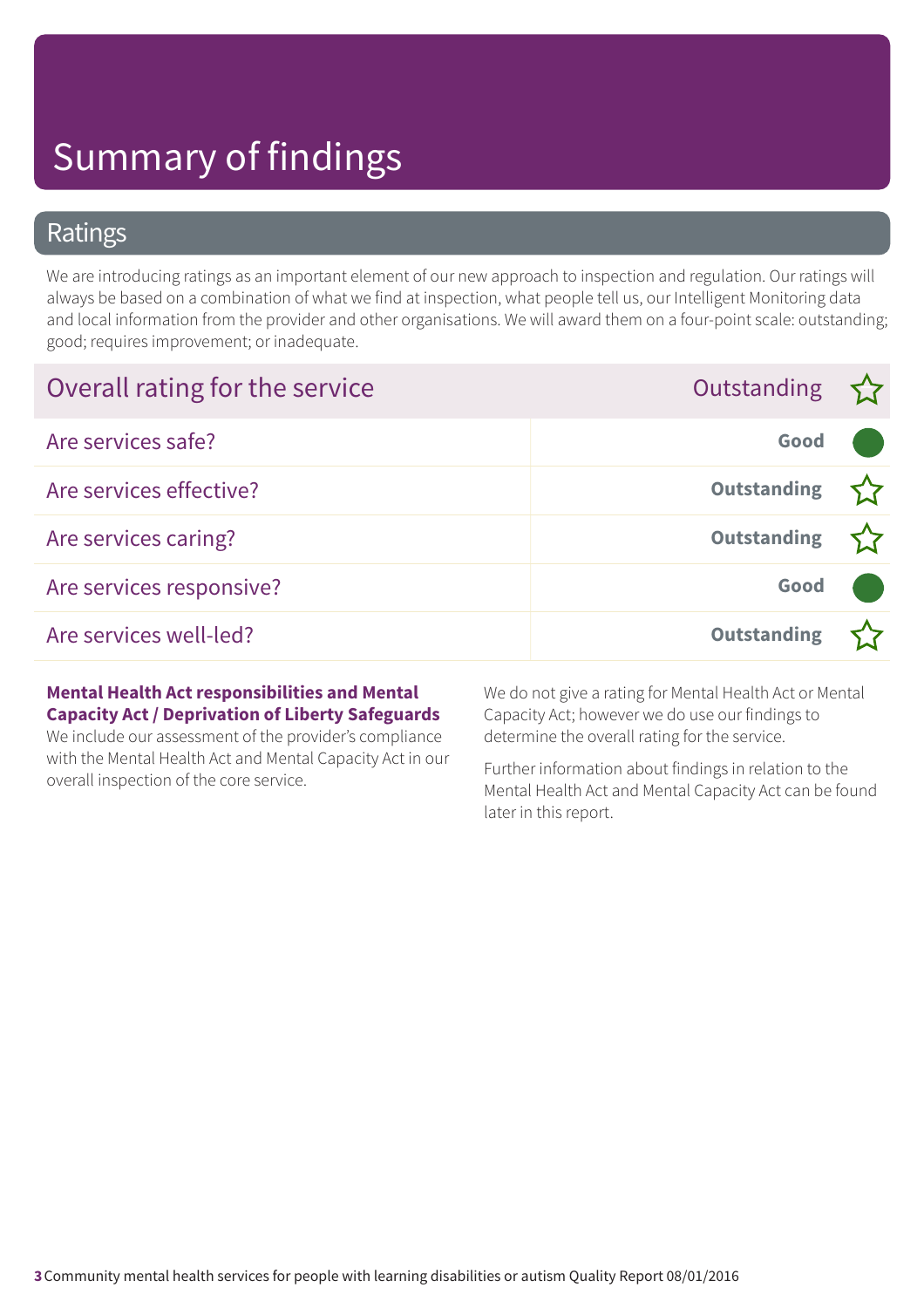# Summary of findings

## Ratings

We are introducing ratings as an important element of our new approach to inspection and regulation. Our ratings will always be based on a combination of what we find at inspection, what people tell us, our Intelligent Monitoring data and local information from the provider and other organisations. We will award them on a four-point scale: outstanding; good; requires improvement; or inadequate.

| Overall rating for the service | Outstanding |
| --- | --- |
| Are services safe? | Good |
| Are services effective? | Outstanding |
| Are services caring? | Outstanding |
| Are services responsive? | Good |
| Are services well-led? | Outstanding |

**Mental Health Act responsibilities and Mental Capacity Act / Deprivation of Liberty Safeguards**

We include our assessment of the provider's compliance with the Mental Health Act and Mental Capacity Act in our overall inspection of the core service.

We do not give a rating for Mental Health Act or Mental Capacity Act; however we do use our findings to determine the overall rating for the service.

Further information about findings in relation to the Mental Health Act and Mental Capacity Act can be found later in this report.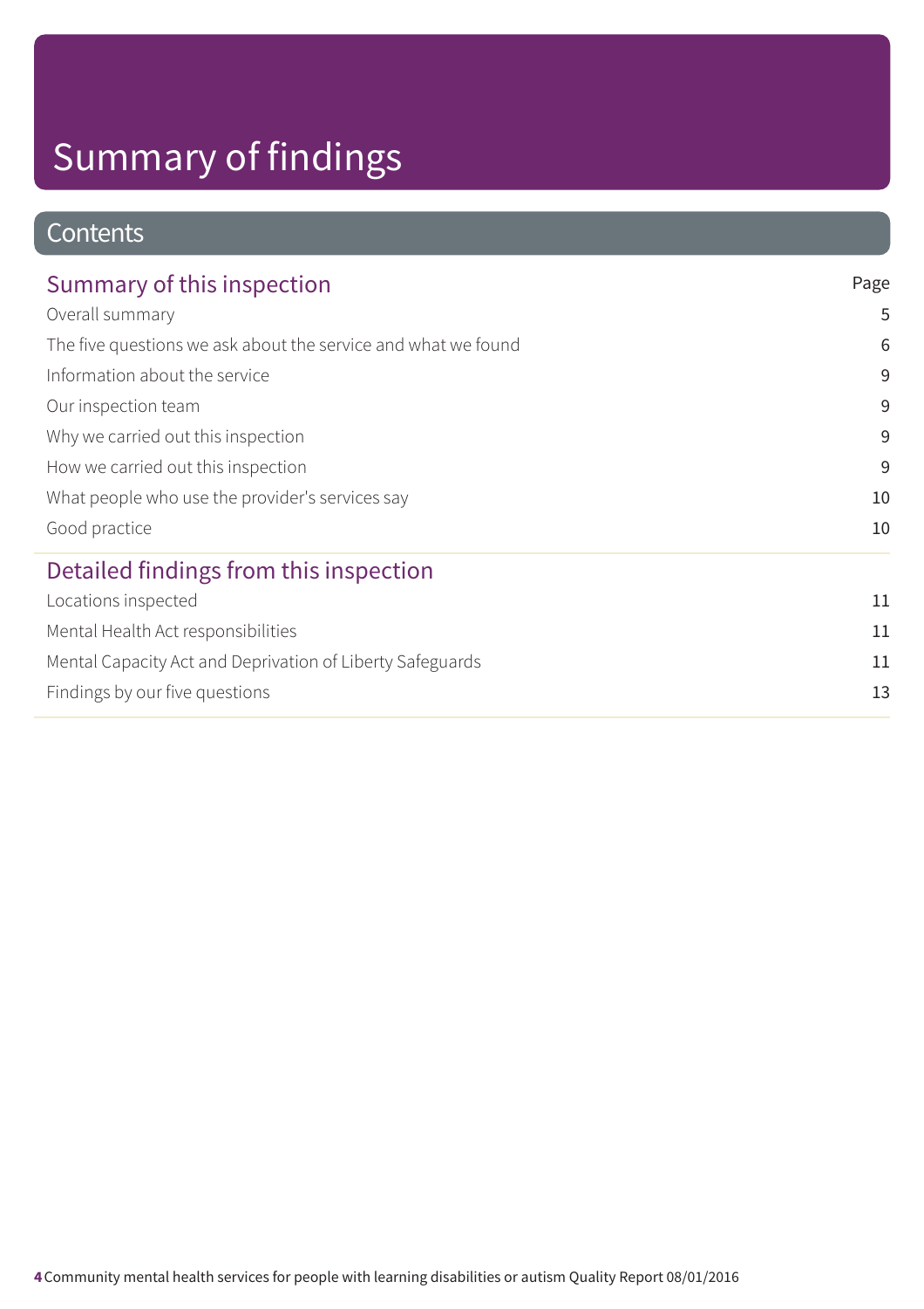# Summary of findings

## Contents

| Summary of this inspection | Page |
|---|---|
| Overall summary | 5 |
| The five questions we ask about the service and what we found | 6 |
| Information about the service | 9 |
| Our inspection team | 9 |
| Why we carried out this inspection | 9 |
| How we carried out this inspection | 9 |
| What people who use the provider's services say | 10 |
| Good practice | 10 |

| Detailed findings from this inspection | |
|---|---|
| Locations inspected | 11 |
| Mental Health Act responsibilities | 11 |
| Mental Capacity Act and Deprivation of Liberty Safeguards | 11 |
| Findings by our five questions | 13 |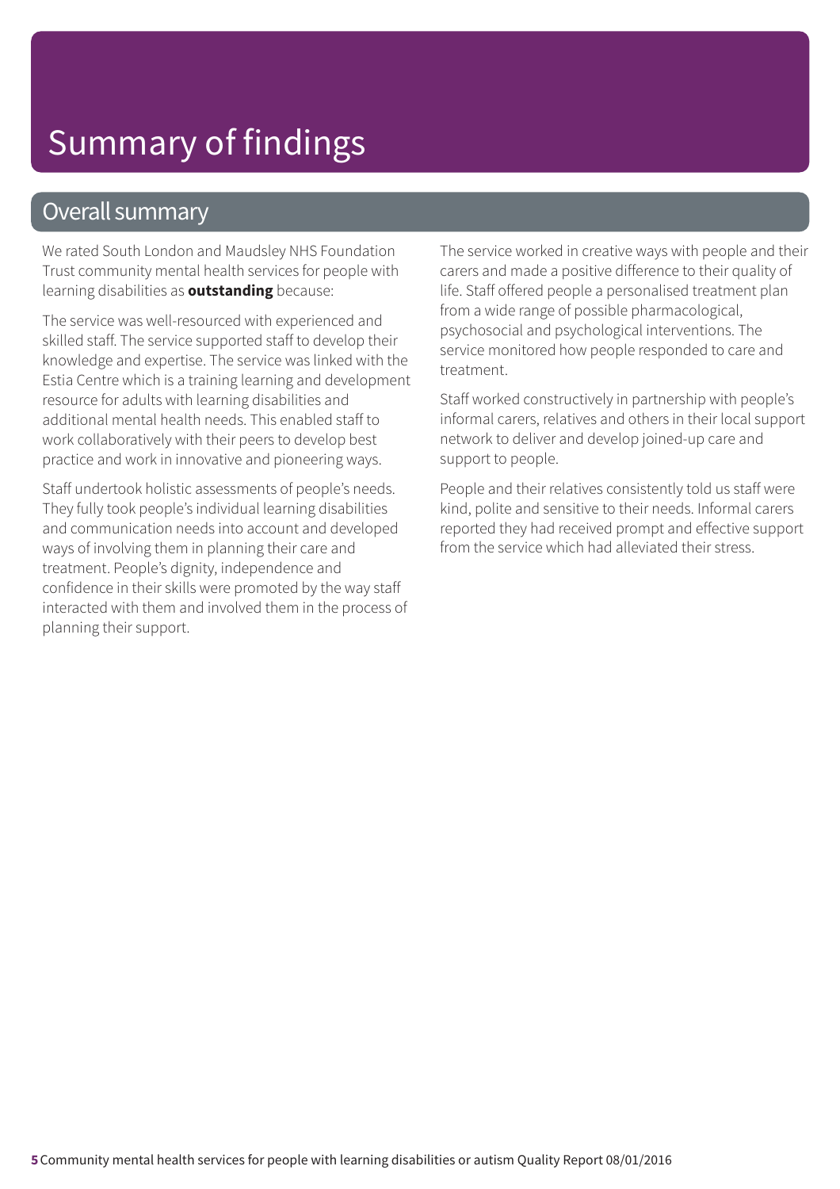# Summary of findings

## Overall summary

We rated South London and Maudsley NHS Foundation Trust community mental health services for people with learning disabilities as **outstanding** because:

The service was well-resourced with experienced and skilled staff. The service supported staff to develop their knowledge and expertise. The service was linked with the Estia Centre which is a training learning and development resource for adults with learning disabilities and additional mental health needs. This enabled staff to work collaboratively with their peers to develop best practice and work in innovative and pioneering ways.

Staff undertook holistic assessments of people's needs. They fully took people's individual learning disabilities and communication needs into account and developed ways of involving them in planning their care and treatment. People's dignity, independence and confidence in their skills were promoted by the way staff interacted with them and involved them in the process of planning their support.

The service worked in creative ways with people and their carers and made a positive difference to their quality of life. Staff offered people a personalised treatment plan from a wide range of possible pharmacological, psychosocial and psychological interventions. The service monitored how people responded to care and treatment.

Staff worked constructively in partnership with people's informal carers, relatives and others in their local support network to deliver and develop joined-up care and support to people.

People and their relatives consistently told us staff were kind, polite and sensitive to their needs. Informal carers reported they had received prompt and effective support from the service which had alleviated their stress.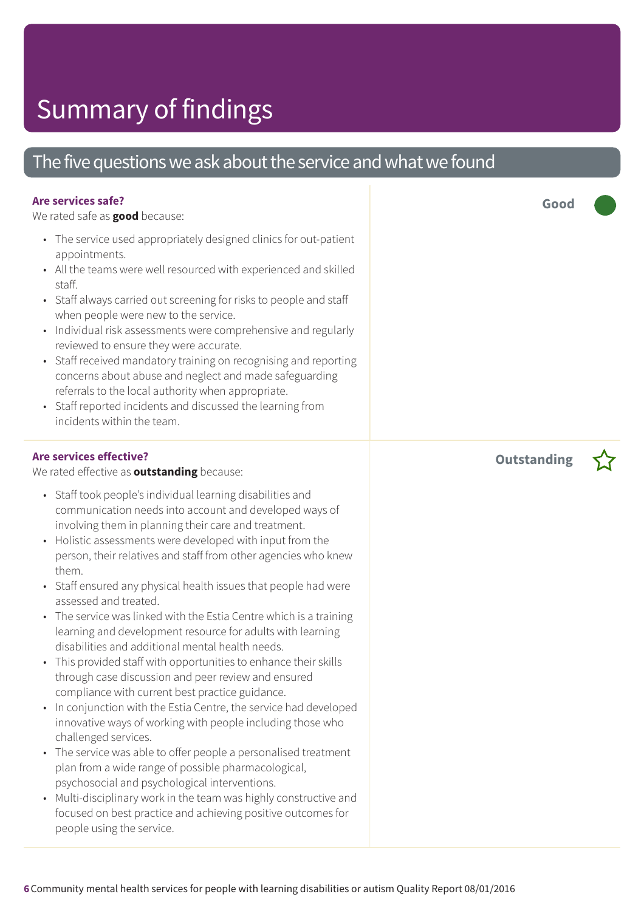# Summary of findings

## The five questions we ask about the service and what we found

### Are services safe?

**Good**

We rated safe as **good** because:

- The service used appropriately designed clinics for out-patient appointments.
- All the teams were well resourced with experienced and skilled staff.
- Staff always carried out screening for risks to people and staff when people were new to the service.
- Individual risk assessments were comprehensive and regularly reviewed to ensure they were accurate.
- Staff received mandatory training on recognising and reporting concerns about abuse and neglect and made safeguarding referrals to the local authority when appropriate.
- Staff reported incidents and discussed the learning from incidents within the team.

### Are services effective?

**Outstanding** ☆

We rated effective as **outstanding** because:

- Staff took people's individual learning disabilities and communication needs into account and developed ways of involving them in planning their care and treatment.
- Holistic assessments were developed with input from the person, their relatives and staff from other agencies who knew them.
- Staff ensured any physical health issues that people had were assessed and treated.
- The service was linked with the Estia Centre which is a training learning and development resource for adults with learning disabilities and additional mental health needs.
- This provided staff with opportunities to enhance their skills through case discussion and peer review and ensured compliance with current best practice guidance.
- In conjunction with the Estia Centre, the service had developed innovative ways of working with people including those who challenged services.
- The service was able to offer people a personalised treatment plan from a wide range of possible pharmacological, psychosocial and psychological interventions.
- Multi-disciplinary work in the team was highly constructive and focused on best practice and achieving positive outcomes for people using the service.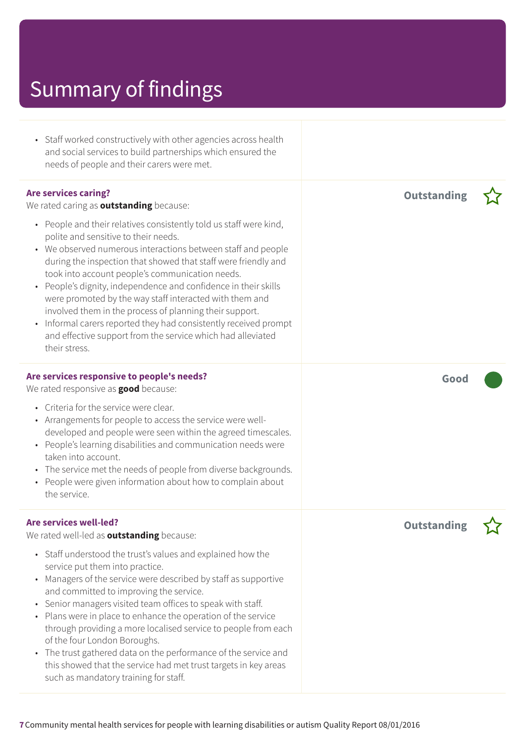# Summary of findings

- Staff worked constructively with other agencies across health and social services to build partnerships which ensured the needs of people and their carers were met.

**Are services caring?**

We rated caring as **outstanding** because:

**Outstanding**

- People and their relatives consistently told us staff were kind, polite and sensitive to their needs.
- We observed numerous interactions between staff and people during the inspection that showed that staff were friendly and took into account people's communication needs.
- People's dignity, independence and confidence in their skills were promoted by the way staff interacted with them and involved them in the process of planning their support.
- Informal carers reported they had consistently received prompt and effective support from the service which had alleviated their stress.

**Are services responsive to people's needs?**

We rated responsive as **good** because:

**Good**

- Criteria for the service were clear.
- Arrangements for people to access the service were well-developed and people were seen within the agreed timescales.
- People's learning disabilities and communication needs were taken into account.
- The service met the needs of people from diverse backgrounds.
- People were given information about how to complain about the service.

**Are services well-led?**

We rated well-led as **outstanding** because:

**Outstanding**

- Staff understood the trust's values and explained how the service put them into practice.
- Managers of the service were described by staff as supportive and committed to improving the service.
- Senior managers visited team offices to speak with staff.
- Plans were in place to enhance the operation of the service through providing a more localised service to people from each of the four London Boroughs.
- The trust gathered data on the performance of the service and this showed that the service had met trust targets in key areas such as mandatory training for staff.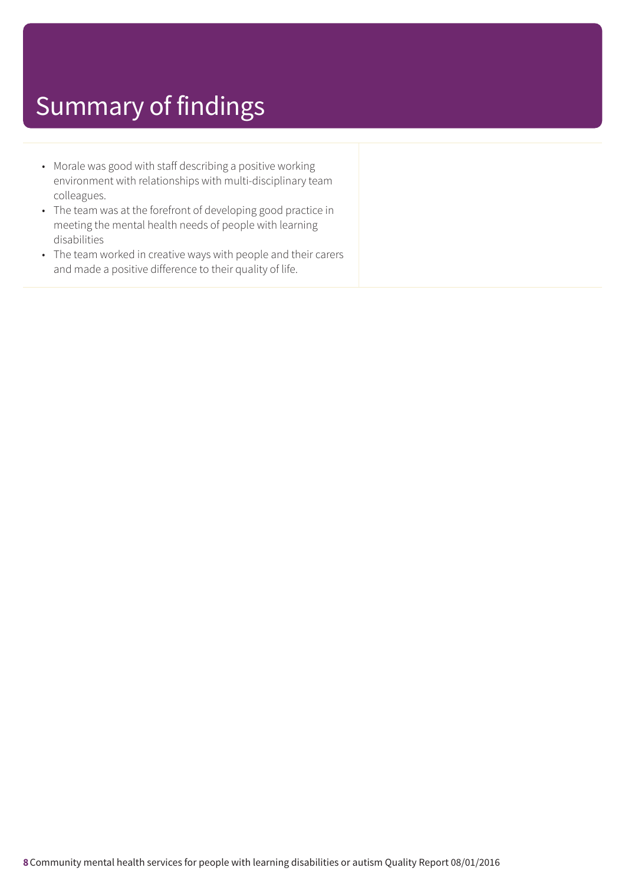# Summary of findings

- Morale was good with staff describing a positive working environment with relationships with multi-disciplinary team colleagues.
- The team was at the forefront of developing good practice in meeting the mental health needs of people with learning disabilities
- The team worked in creative ways with people and their carers and made a positive difference to their quality of life.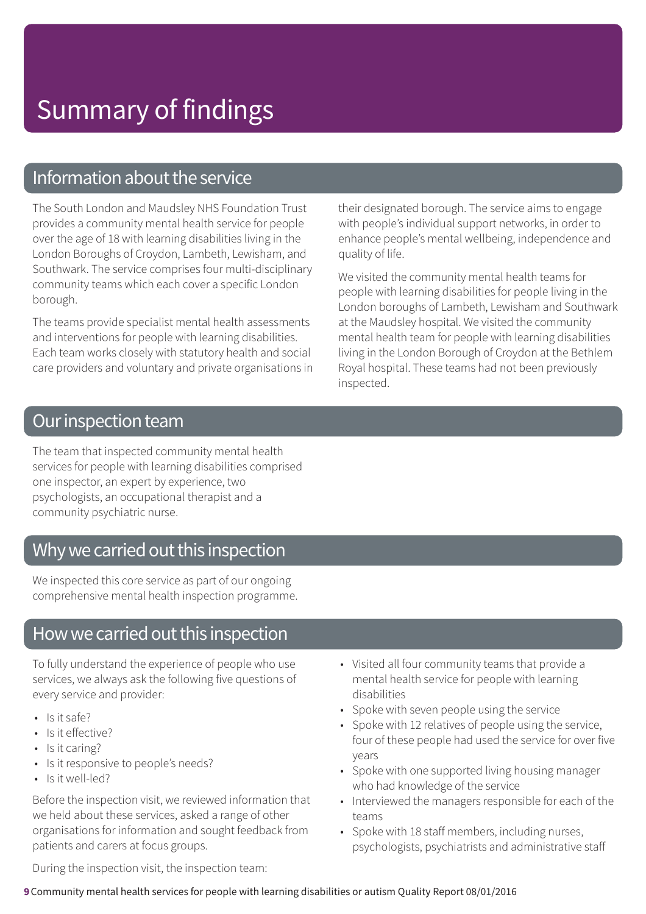# Summary of findings

## Information about the service

The South London and Maudsley NHS Foundation Trust provides a community mental health service for people over the age of 18 with learning disabilities living in the London Boroughs of Croydon, Lambeth, Lewisham, and Southwark. The service comprises four multi-disciplinary community teams which each cover a specific London borough.

The teams provide specialist mental health assessments and interventions for people with learning disabilities. Each team works closely with statutory health and social care providers and voluntary and private organisations in their designated borough. The service aims to engage with people's individual support networks, in order to enhance people's mental wellbeing, independence and quality of life.

We visited the community mental health teams for people with learning disabilities for people living in the London boroughs of Lambeth, Lewisham and Southwark at the Maudsley hospital. We visited the community mental health team for people with learning disabilities living in the London Borough of Croydon at the Bethlem Royal hospital. These teams had not been previously inspected.

## Our inspection team

The team that inspected community mental health services for people with learning disabilities comprised one inspector, an expert by experience, two psychologists, an occupational therapist and a community psychiatric nurse.

## Why we carried out this inspection

We inspected this core service as part of our ongoing comprehensive mental health inspection programme.

## How we carried out this inspection

To fully understand the experience of people who use services, we always ask the following five questions of every service and provider:

- Is it safe?
- Is it effective?
- Is it caring?
- Is it responsive to people's needs?
- Is it well-led?

Before the inspection visit, we reviewed information that we held about these services, asked a range of other organisations for information and sought feedback from patients and carers at focus groups.

During the inspection visit, the inspection team:

- Visited all four community teams that provide a mental health service for people with learning disabilities
- Spoke with seven people using the service
- Spoke with 12 relatives of people using the service, four of these people had used the service for over five years
- Spoke with one supported living housing manager who had knowledge of the service
- Interviewed the managers responsible for each of the teams
- Spoke with 18 staff members, including nurses, psychologists, psychiatrists and administrative staff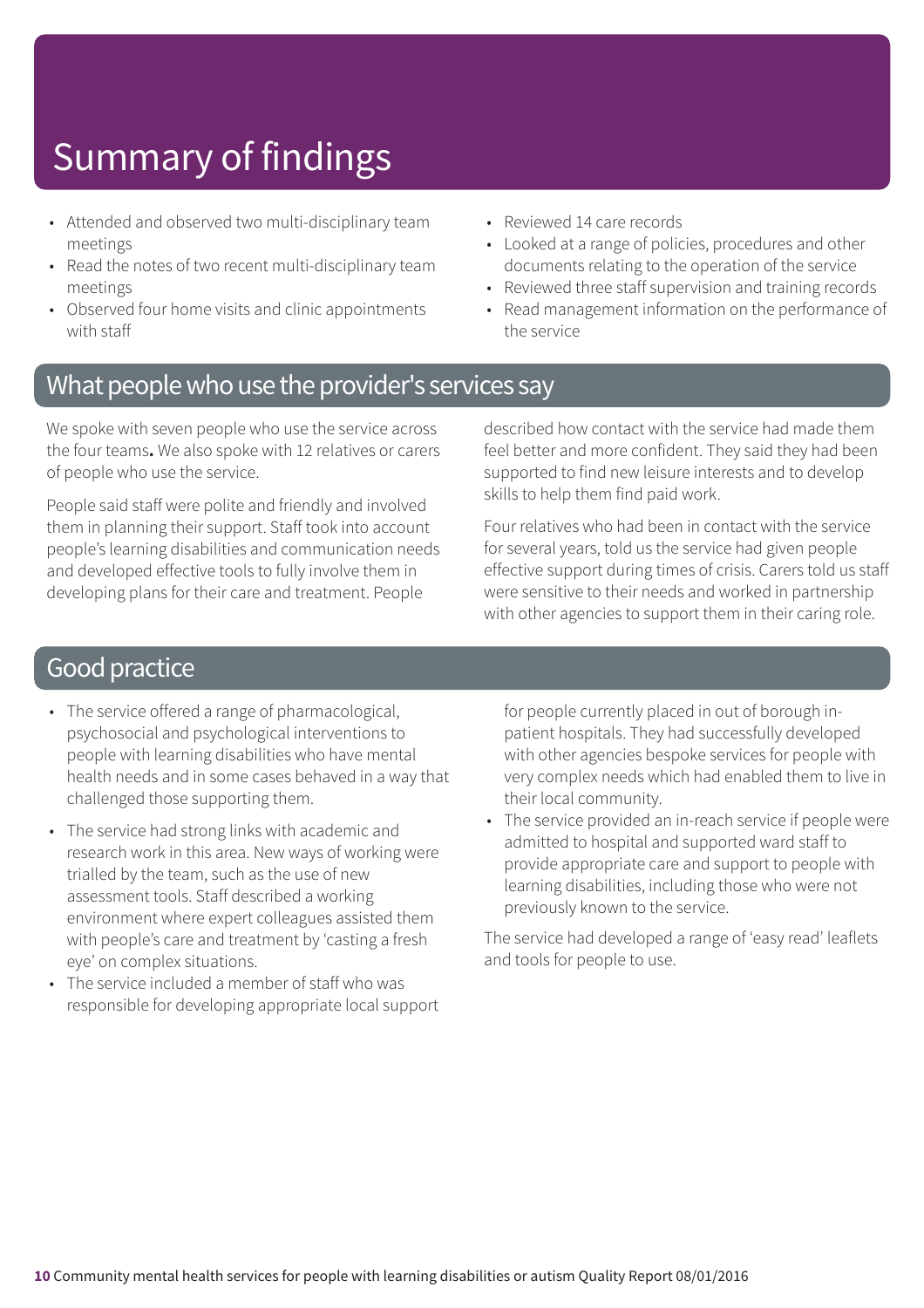# Summary of findings

- Attended and observed two multi-disciplinary team meetings
- Read the notes of two recent multi-disciplinary team meetings
- Observed four home visits and clinic appointments with staff
- Reviewed 14 care records
- Looked at a range of policies, procedures and other documents relating to the operation of the service
- Reviewed three staff supervision and training records
- Read management information on the performance of the service

## What people who use the provider's services say

We spoke with seven people who use the service across the four teams**.** We also spoke with 12 relatives or carers of people who use the service.

People said staff were polite and friendly and involved them in planning their support. Staff took into account people's learning disabilities and communication needs and developed effective tools to fully involve them in developing plans for their care and treatment. People described how contact with the service had made them feel better and more confident. They said they had been supported to find new leisure interests and to develop skills to help them find paid work.

Four relatives who had been in contact with the service for several years, told us the service had given people effective support during times of crisis. Carers told us staff were sensitive to their needs and worked in partnership with other agencies to support them in their caring role.

## Good practice

- The service offered a range of pharmacological, psychosocial and psychological interventions to people with learning disabilities who have mental health needs and in some cases behaved in a way that challenged those supporting them.
- The service had strong links with academic and research work in this area. New ways of working were trialled by the team, such as the use of new assessment tools. Staff described a working environment where expert colleagues assisted them with people's care and treatment by 'casting a fresh eye' on complex situations.
- The service included a member of staff who was responsible for developing appropriate local support for people currently placed in out of borough in-patient hospitals. They had successfully developed with other agencies bespoke services for people with very complex needs which had enabled them to live in their local community.
- The service provided an in-reach service if people were admitted to hospital and supported ward staff to provide appropriate care and support to people with learning disabilities, including those who were not previously known to the service.

The service had developed a range of 'easy read' leaflets and tools for people to use.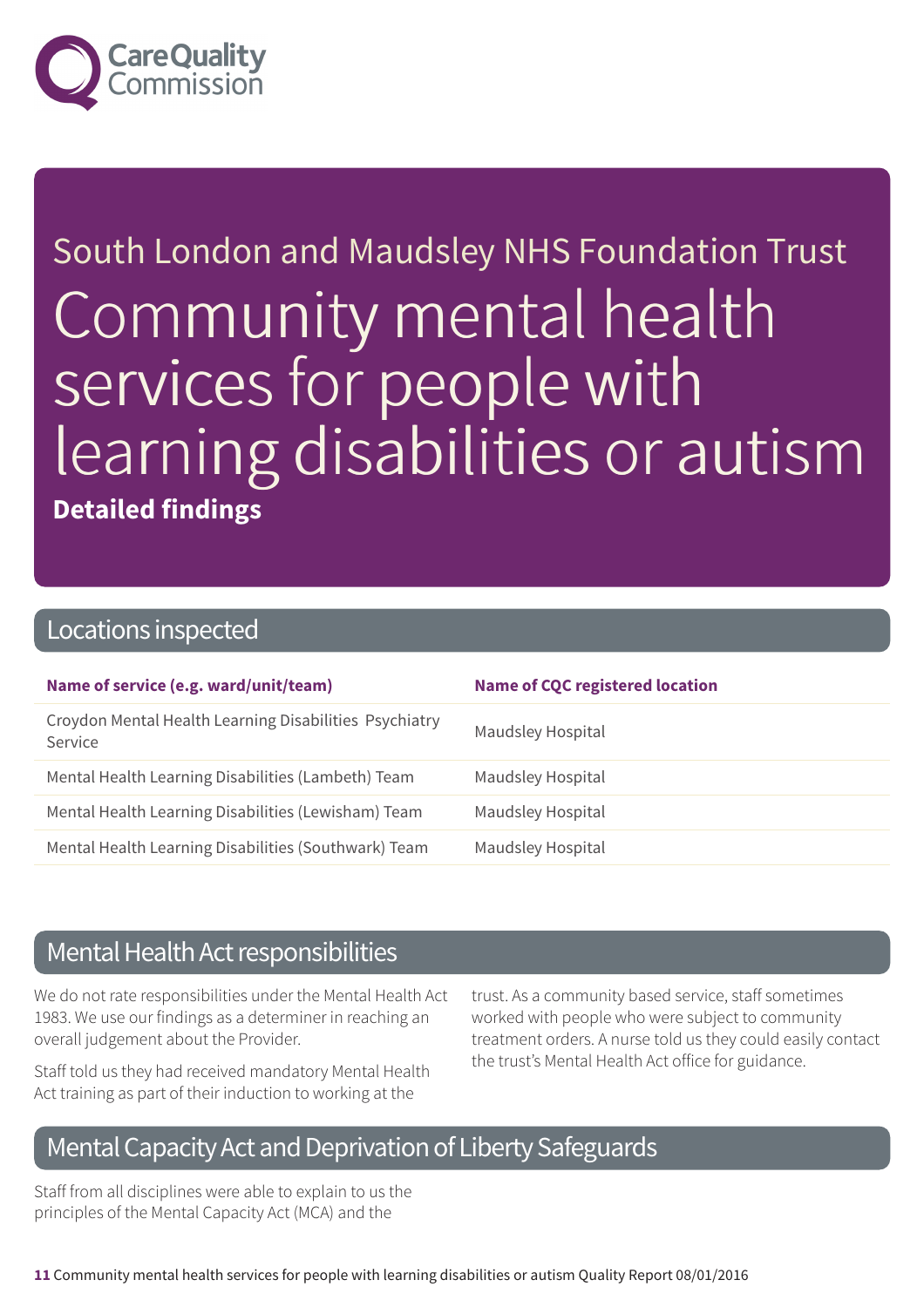# South London and Maudsley NHS Foundation Trust

# Community mental health services for people with learning disabilities or autism

**Detailed findings**

## Locations inspected

| Name of service (e.g. ward/unit/team) | Name of CQC registered location |
|---|---|
| Croydon Mental Health Learning Disabilities Psychiatry Service | Maudsley Hospital |
| Mental Health Learning Disabilities (Lambeth) Team | Maudsley Hospital |
| Mental Health Learning Disabilities (Lewisham) Team | Maudsley Hospital |
| Mental Health Learning Disabilities (Southwark) Team | Maudsley Hospital |

## Mental Health Act responsibilities

We do not rate responsibilities under the Mental Health Act 1983. We use our findings as a determiner in reaching an overall judgement about the Provider.

Staff told us they had received mandatory Mental Health Act training as part of their induction to working at the trust. As a community based service, staff sometimes worked with people who were subject to community treatment orders. A nurse told us they could easily contact the trust's Mental Health Act office for guidance.

## Mental Capacity Act and Deprivation of Liberty Safeguards

Staff from all disciplines were able to explain to us the principles of the Mental Capacity Act (MCA) and the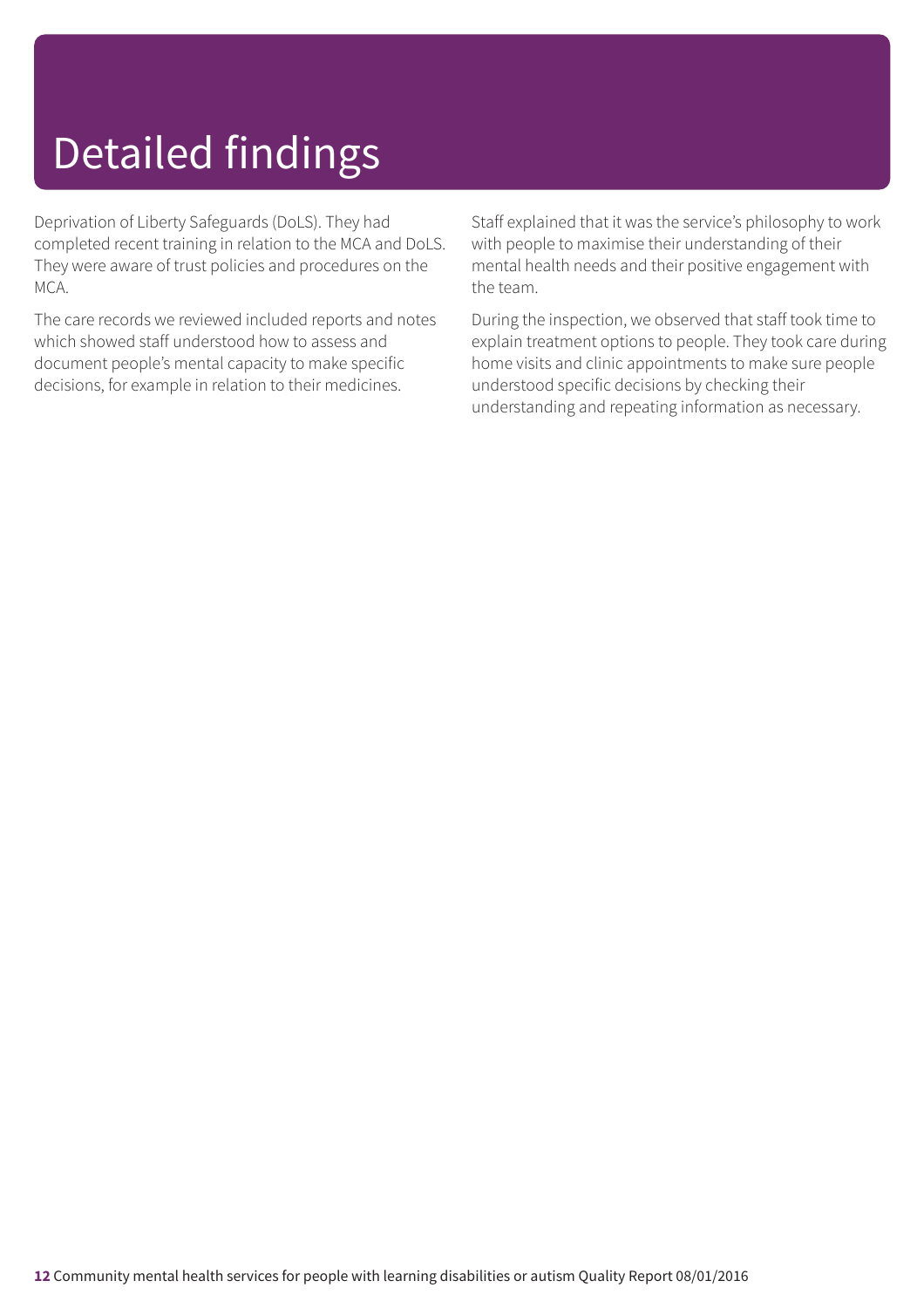# Detailed findings

Deprivation of Liberty Safeguards (DoLS). They had completed recent training in relation to the MCA and DoLS. They were aware of trust policies and procedures on the MCA.

The care records we reviewed included reports and notes which showed staff understood how to assess and document people's mental capacity to make specific decisions, for example in relation to their medicines.

Staff explained that it was the service's philosophy to work with people to maximise their understanding of their mental health needs and their positive engagement with the team.

During the inspection, we observed that staff took time to explain treatment options to people. They took care during home visits and clinic appointments to make sure people understood specific decisions by checking their understanding and repeating information as necessary.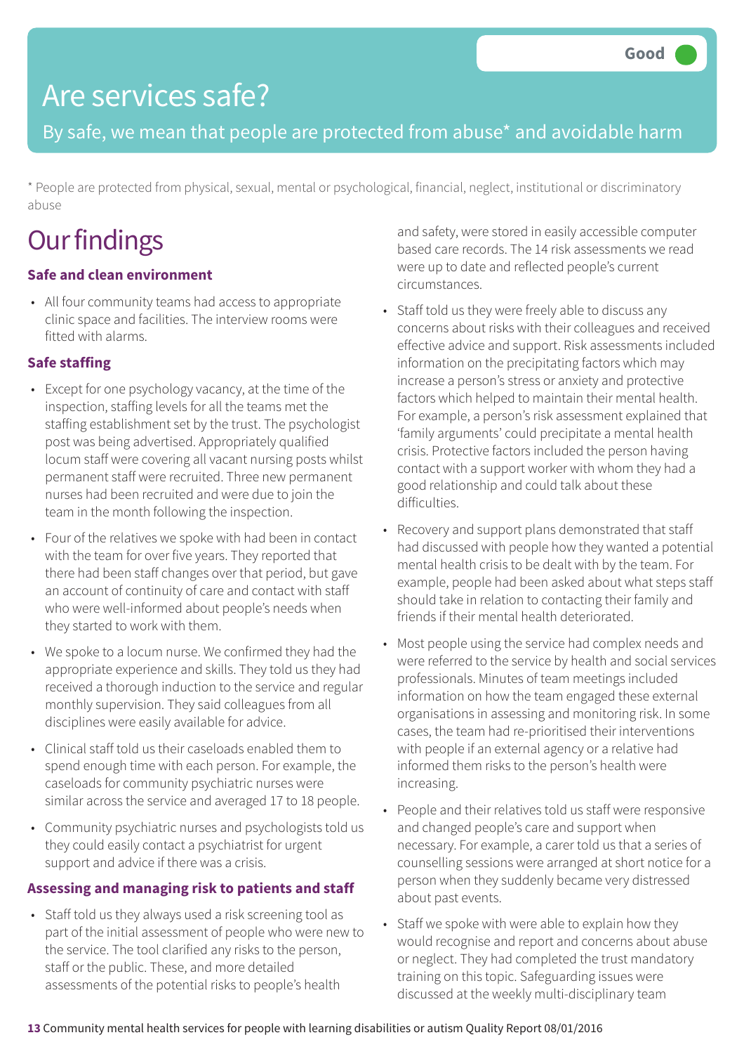# Are services safe?

Good

By safe, we mean that people are protected from abuse* and avoidable harm

* People are protected from physical, sexual, mental or psychological, financial, neglect, institutional or discriminatory abuse

# Our findings

### Safe and clean environment

- All four community teams had access to appropriate clinic space and facilities. The interview rooms were fitted with alarms.

### Safe staffing

- Except for one psychology vacancy, at the time of the inspection, staffing levels for all the teams met the staffing establishment set by the trust. The psychologist post was being advertised. Appropriately qualified locum staff were covering all vacant nursing posts whilst permanent staff were recruited. Three new permanent nurses had been recruited and were due to join the team in the month following the inspection.
- Four of the relatives we spoke with had been in contact with the team for over five years. They reported that there had been staff changes over that period, but gave an account of continuity of care and contact with staff who were well-informed about people's needs when they started to work with them.
- We spoke to a locum nurse. We confirmed they had the appropriate experience and skills. They told us they had received a thorough induction to the service and regular monthly supervision. They said colleagues from all disciplines were easily available for advice.
- Clinical staff told us their caseloads enabled them to spend enough time with each person. For example, the caseloads for community psychiatric nurses were similar across the service and averaged 17 to 18 people.
- Community psychiatric nurses and psychologists told us they could easily contact a psychiatrist for urgent support and advice if there was a crisis.

### Assessing and managing risk to patients and staff

- Staff told us they always used a risk screening tool as part of the initial assessment of people who were new to the service. The tool clarified any risks to the person, staff or the public. These, and more detailed assessments of the potential risks to people's health and safety, were stored in easily accessible computer based care records. The 14 risk assessments we read were up to date and reflected people's current circumstances.
- Staff told us they were freely able to discuss any concerns about risks with their colleagues and received effective advice and support. Risk assessments included information on the precipitating factors which may increase a person's stress or anxiety and protective factors which helped to maintain their mental health. For example, a person's risk assessment explained that 'family arguments' could precipitate a mental health crisis. Protective factors included the person having contact with a support worker with whom they had a good relationship and could talk about these difficulties.
- Recovery and support plans demonstrated that staff had discussed with people how they wanted a potential mental health crisis to be dealt with by the team. For example, people had been asked about what steps staff should take in relation to contacting their family and friends if their mental health deteriorated.
- Most people using the service had complex needs and were referred to the service by health and social services professionals. Minutes of team meetings included information on how the team engaged these external organisations in assessing and monitoring risk. In some cases, the team had re-prioritised their interventions with people if an external agency or a relative had informed them risks to the person's health were increasing.
- People and their relatives told us staff were responsive and changed people's care and support when necessary. For example, a carer told us that a series of counselling sessions were arranged at short notice for a person when they suddenly became very distressed about past events.
- Staff we spoke with were able to explain how they would recognise and report and concerns about abuse or neglect. They had completed the trust mandatory training on this topic. Safeguarding issues were discussed at the weekly multi-disciplinary team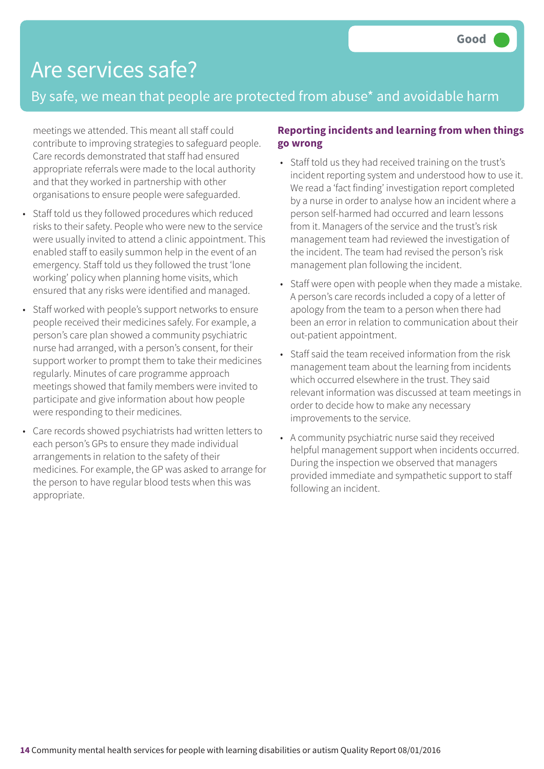# Are services safe?

Good

By safe, we mean that people are protected from abuse* and avoidable harm

meetings we attended. This meant all staff could contribute to improving strategies to safeguard people. Care records demonstrated that staff had ensured appropriate referrals were made to the local authority and that they worked in partnership with other organisations to ensure people were safeguarded.

- Staff told us they followed procedures which reduced risks to their safety. People who were new to the service were usually invited to attend a clinic appointment. This enabled staff to easily summon help in the event of an emergency. Staff told us they followed the trust 'lone working' policy when planning home visits, which ensured that any risks were identified and managed.
- Staff worked with people's support networks to ensure people received their medicines safely. For example, a person's care plan showed a community psychiatric nurse had arranged, with a person's consent, for their support worker to prompt them to take their medicines regularly. Minutes of care programme approach meetings showed that family members were invited to participate and give information about how people were responding to their medicines.
- Care records showed psychiatrists had written letters to each person's GPs to ensure they made individual arrangements in relation to the safety of their medicines. For example, the GP was asked to arrange for the person to have regular blood tests when this was appropriate.

**Reporting incidents and learning from when things go wrong**

- Staff told us they had received training on the trust's incident reporting system and understood how to use it. We read a 'fact finding' investigation report completed by a nurse in order to analyse how an incident where a person self-harmed had occurred and learn lessons from it. Managers of the service and the trust's risk management team had reviewed the investigation of the incident. The team had revised the person's risk management plan following the incident.
- Staff were open with people when they made a mistake. A person's care records included a copy of a letter of apology from the team to a person when there had been an error in relation to communication about their out-patient appointment.
- Staff said the team received information from the risk management team about the learning from incidents which occurred elsewhere in the trust. They said relevant information was discussed at team meetings in order to decide how to make any necessary improvements to the service.
- A community psychiatric nurse said they received helpful management support when incidents occurred. During the inspection we observed that managers provided immediate and sympathetic support to staff following an incident.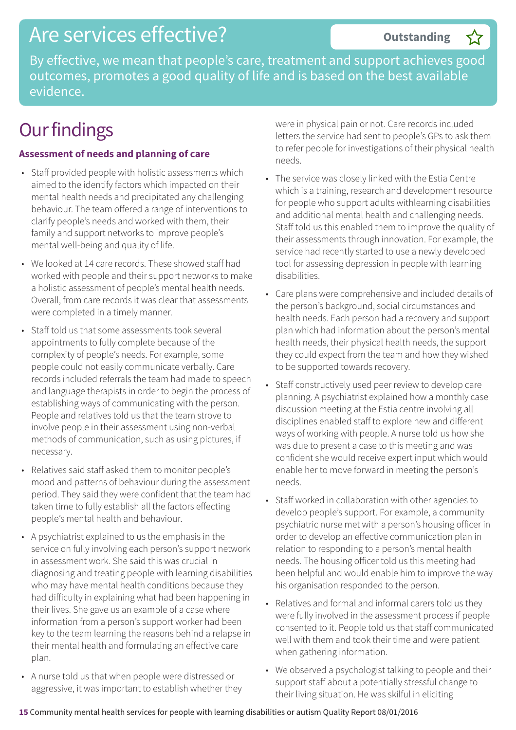# Are services effective?

**Outstanding** ☆

By effective, we mean that people's care, treatment and support achieves good outcomes, promotes a good quality of life and is based on the best available evidence.

## Our findings

### Assessment of needs and planning of care

- Staff provided people with holistic assessments which aimed to the identify factors which impacted on their mental health needs and precipitated any challenging behaviour. The team offered a range of interventions to clarify people's needs and worked with them, their family and support networks to improve people's mental well-being and quality of life.
- We looked at 14 care records. These showed staff had worked with people and their support networks to make a holistic assessment of people's mental health needs. Overall, from care records it was clear that assessments were completed in a timely manner.
- Staff told us that some assessments took several appointments to fully complete because of the complexity of people's needs. For example, some people could not easily communicate verbally. Care records included referrals the team had made to speech and language therapists in order to begin the process of establishing ways of communicating with the person. People and relatives told us that the team strove to involve people in their assessment using non-verbal methods of communication, such as using pictures, if necessary.
- Relatives said staff asked them to monitor people's mood and patterns of behaviour during the assessment period. They said they were confident that the team had taken time to fully establish all the factors effecting people's mental health and behaviour.
- A psychiatrist explained to us the emphasis in the service on fully involving each person's support network in assessment work. She said this was crucial in diagnosing and treating people with learning disabilities who may have mental health conditions because they had difficulty in explaining what had been happening in their lives. She gave us an example of a case where information from a person's support worker had been key to the team learning the reasons behind a relapse in their mental health and formulating an effective care plan.
- A nurse told us that when people were distressed or aggressive, it was important to establish whether they were in physical pain or not. Care records included letters the service had sent to people's GPs to ask them to refer people for investigations of their physical health needs.
- The service was closely linked with the Estia Centre which is a training, research and development resource for people who support adults withlearning disabilities and additional mental health and challenging needs. Staff told us this enabled them to improve the quality of their assessments through innovation. For example, the service had recently started to use a newly developed tool for assessing depression in people with learning disabilities.
- Care plans were comprehensive and included details of the person's background, social circumstances and health needs. Each person had a recovery and support plan which had information about the person's mental health needs, their physical health needs, the support they could expect from the team and how they wished to be supported towards recovery.
- Staff constructively used peer review to develop care planning. A psychiatrist explained how a monthly case discussion meeting at the Estia centre involving all disciplines enabled staff to explore new and different ways of working with people. A nurse told us how she was due to present a case to this meeting and was confident she would receive expert input which would enable her to move forward in meeting the person's needs.
- Staff worked in collaboration with other agencies to develop people's support. For example, a community psychiatric nurse met with a person's housing officer in order to develop an effective communication plan in relation to responding to a person's mental health needs. The housing officer told us this meeting had been helpful and would enable him to improve the way his organisation responded to the person.
- Relatives and formal and informal carers told us they were fully involved in the assessment process if people consented to it. People told us that staff communicated well with them and took their time and were patient when gathering information.
- We observed a psychologist talking to people and their support staff about a potentially stressful change to their living situation. He was skilful in eliciting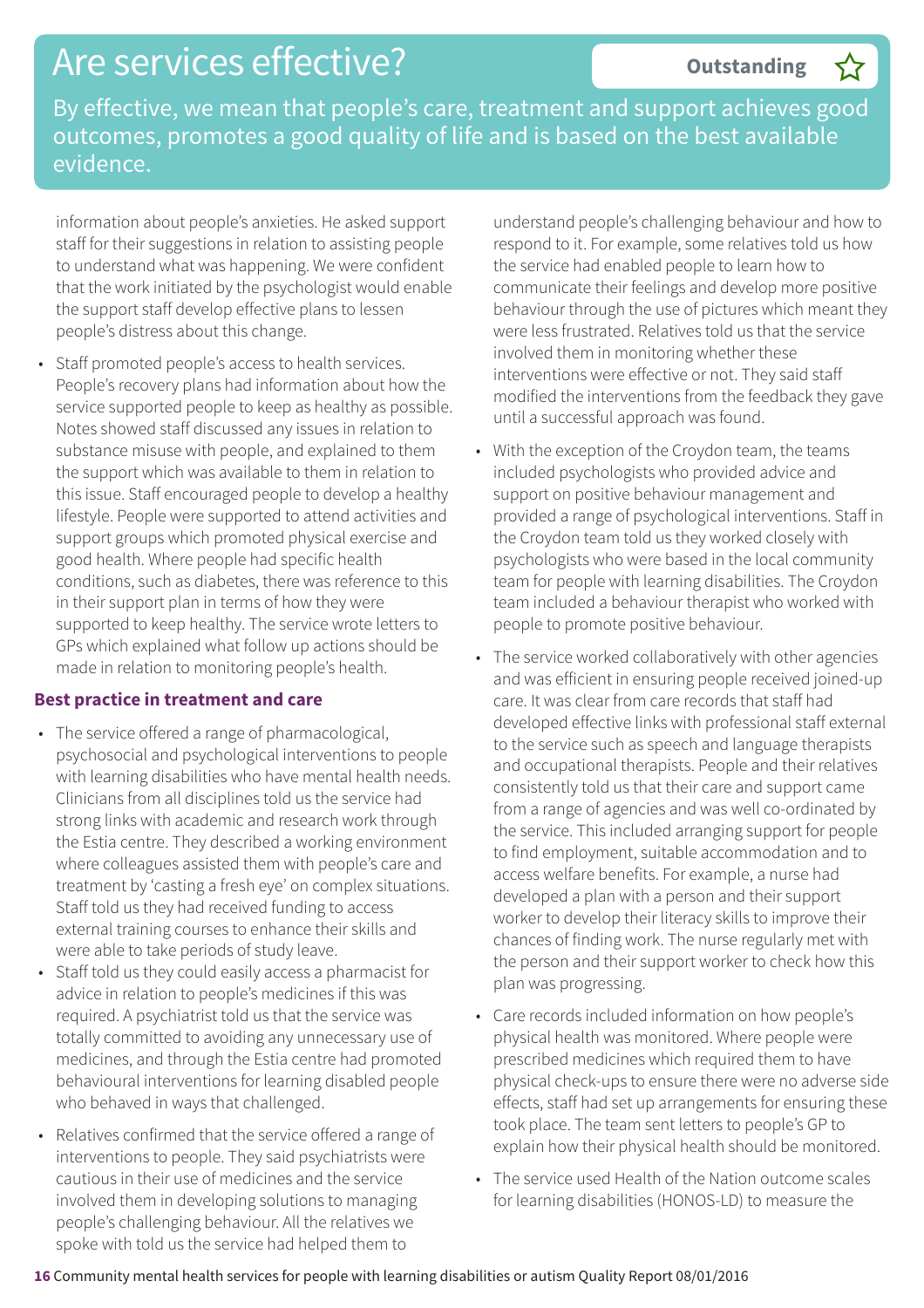# Are services effective?

**Outstanding** ☆

By effective, we mean that people's care, treatment and support achieves good outcomes, promotes a good quality of life and is based on the best available evidence.

information about people's anxieties. He asked support staff for their suggestions in relation to assisting people to understand what was happening. We were confident that the work initiated by the psychologist would enable the support staff develop effective plans to lessen people's distress about this change.

- Staff promoted people's access to health services. People's recovery plans had information about how the service supported people to keep as healthy as possible. Notes showed staff discussed any issues in relation to substance misuse with people, and explained to them the support which was available to them in relation to this issue. Staff encouraged people to develop a healthy lifestyle. People were supported to attend activities and support groups which promoted physical exercise and good health. Where people had specific health conditions, such as diabetes, there was reference to this in their support plan in terms of how they were supported to keep healthy. The service wrote letters to GPs which explained what follow up actions should be made in relation to monitoring people's health.

### Best practice in treatment and care

- The service offered a range of pharmacological, psychosocial and psychological interventions to people with learning disabilities who have mental health needs. Clinicians from all disciplines told us the service had strong links with academic and research work through the Estia centre. They described a working environment where colleagues assisted them with people's care and treatment by 'casting a fresh eye' on complex situations. Staff told us they had received funding to access external training courses to enhance their skills and were able to take periods of study leave.
- Staff told us they could easily access a pharmacist for advice in relation to people's medicines if this was required. A psychiatrist told us that the service was totally committed to avoiding any unnecessary use of medicines, and through the Estia centre had promoted behavioural interventions for learning disabled people who behaved in ways that challenged.
- Relatives confirmed that the service offered a range of interventions to people. They said psychiatrists were cautious in their use of medicines and the service involved them in developing solutions to managing people's challenging behaviour. All the relatives we spoke with told us the service had helped them to understand people's challenging behaviour and how to respond to it. For example, some relatives told us how the service had enabled people to learn how to communicate their feelings and develop more positive behaviour through the use of pictures which meant they were less frustrated. Relatives told us that the service involved them in monitoring whether these interventions were effective or not. They said staff modified the interventions from the feedback they gave until a successful approach was found.
- With the exception of the Croydon team, the teams included psychologists who provided advice and support on positive behaviour management and provided a range of psychological interventions. Staff in the Croydon team told us they worked closely with psychologists who were based in the local community team for people with learning disabilities. The Croydon team included a behaviour therapist who worked with people to promote positive behaviour.
- The service worked collaboratively with other agencies and was efficient in ensuring people received joined-up care. It was clear from care records that staff had developed effective links with professional staff external to the service such as speech and language therapists and occupational therapists. People and their relatives consistently told us that their care and support came from a range of agencies and was well co-ordinated by the service. This included arranging support for people to find employment, suitable accommodation and to access welfare benefits. For example, a nurse had developed a plan with a person and their support worker to develop their literacy skills to improve their chances of finding work. The nurse regularly met with the person and their support worker to check how this plan was progressing.
- Care records included information on how people's physical health was monitored. Where people were prescribed medicines which required them to have physical check-ups to ensure there were no adverse side effects, staff had set up arrangements for ensuring these took place. The team sent letters to people's GP to explain how their physical health should be monitored.
- The service used Health of the Nation outcome scales for learning disabilities (HONOS-LD) to measure the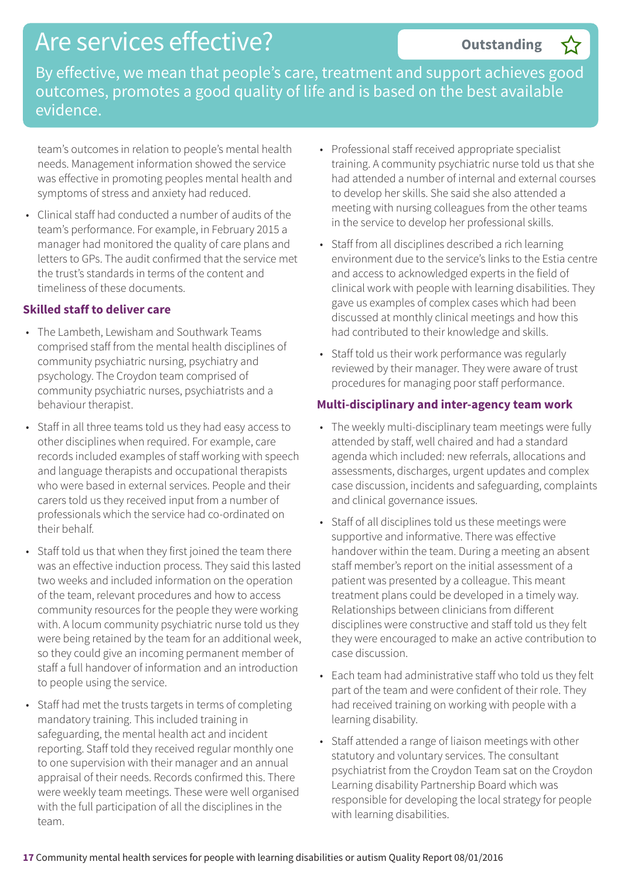# Are services effective?

**Outstanding** ☆

By effective, we mean that people's care, treatment and support achieves good outcomes, promotes a good quality of life and is based on the best available evidence.

team's outcomes in relation to people's mental health needs. Management information showed the service was effective in promoting peoples mental health and symptoms of stress and anxiety had reduced.

- Clinical staff had conducted a number of audits of the team's performance. For example, in February 2015 a manager had monitored the quality of care plans and letters to GPs. The audit confirmed that the service met the trust's standards in terms of the content and timeliness of these documents.

### Skilled staff to deliver care

- The Lambeth, Lewisham and Southwark Teams comprised staff from the mental health disciplines of community psychiatric nursing, psychiatry and psychology. The Croydon team comprised of community psychiatric nurses, psychiatrists and a behaviour therapist.
- Staff in all three teams told us they had easy access to other disciplines when required. For example, care records included examples of staff working with speech and language therapists and occupational therapists who were based in external services. People and their carers told us they received input from a number of professionals which the service had co-ordinated on their behalf.
- Staff told us that when they first joined the team there was an effective induction process. They said this lasted two weeks and included information on the operation of the team, relevant procedures and how to access community resources for the people they were working with. A locum community psychiatric nurse told us they were being retained by the team for an additional week, so they could give an incoming permanent member of staff a full handover of information and an introduction to people using the service.
- Staff had met the trusts targets in terms of completing mandatory training. This included training in safeguarding, the mental health act and incident reporting. Staff told they received regular monthly one to one supervision with their manager and an annual appraisal of their needs. Records confirmed this. There were weekly team meetings. These were well organised with the full participation of all the disciplines in the team.
- Professional staff received appropriate specialist training. A community psychiatric nurse told us that she had attended a number of internal and external courses to develop her skills. She said she also attended a meeting with nursing colleagues from the other teams in the service to develop her professional skills.
- Staff from all disciplines described a rich learning environment due to the service's links to the Estia centre and access to acknowledged experts in the field of clinical work with people with learning disabilities. They gave us examples of complex cases which had been discussed at monthly clinical meetings and how this had contributed to their knowledge and skills.
- Staff told us their work performance was regularly reviewed by their manager. They were aware of trust procedures for managing poor staff performance.

### Multi-disciplinary and inter-agency team work

- The weekly multi-disciplinary team meetings were fully attended by staff, well chaired and had a standard agenda which included: new referrals, allocations and assessments, discharges, urgent updates and complex case discussion, incidents and safeguarding, complaints and clinical governance issues.
- Staff of all disciplines told us these meetings were supportive and informative. There was effective handover within the team. During a meeting an absent staff member's report on the initial assessment of a patient was presented by a colleague. This meant treatment plans could be developed in a timely way. Relationships between clinicians from different disciplines were constructive and staff told us they felt they were encouraged to make an active contribution to case discussion.
- Each team had administrative staff who told us they felt part of the team and were confident of their role. They had received training on working with people with a learning disability.
- Staff attended a range of liaison meetings with other statutory and voluntary services. The consultant psychiatrist from the Croydon Team sat on the Croydon Learning disability Partnership Board which was responsible for developing the local strategy for people with learning disabilities.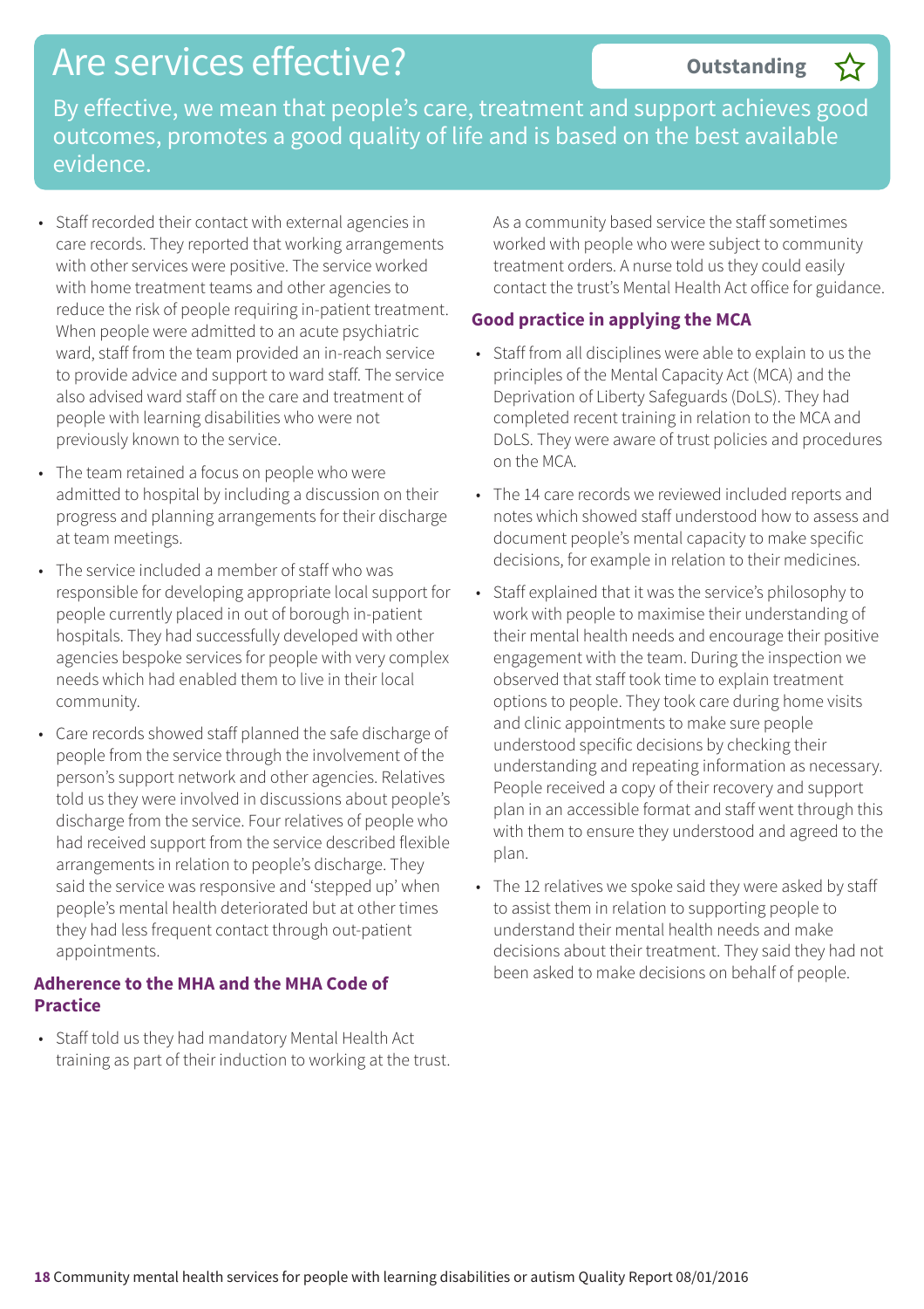# Are services effective?

**Outstanding** ☆

By effective, we mean that people's care, treatment and support achieves good outcomes, promotes a good quality of life and is based on the best available evidence.

- Staff recorded their contact with external agencies in care records. They reported that working arrangements with other services were positive. The service worked with home treatment teams and other agencies to reduce the risk of people requiring in-patient treatment. When people were admitted to an acute psychiatric ward, staff from the team provided an in-reach service to provide advice and support to ward staff. The service also advised ward staff on the care and treatment of people with learning disabilities who were not previously known to the service.
- The team retained a focus on people who were admitted to hospital by including a discussion on their progress and planning arrangements for their discharge at team meetings.
- The service included a member of staff who was responsible for developing appropriate local support for people currently placed in out of borough in-patient hospitals. They had successfully developed with other agencies bespoke services for people with very complex needs which had enabled them to live in their local community.
- Care records showed staff planned the safe discharge of people from the service through the involvement of the person's support network and other agencies. Relatives told us they were involved in discussions about people's discharge from the service. Four relatives of people who had received support from the service described flexible arrangements in relation to people's discharge. They said the service was responsive and 'stepped up' when people's mental health deteriorated but at other times they had less frequent contact through out-patient appointments.

**Adherence to the MHA and the MHA Code of Practice**

- Staff told us they had mandatory Mental Health Act training as part of their induction to working at the trust. As a community based service the staff sometimes worked with people who were subject to community treatment orders. A nurse told us they could easily contact the trust's Mental Health Act office for guidance.

**Good practice in applying the MCA**

- Staff from all disciplines were able to explain to us the principles of the Mental Capacity Act (MCA) and the Deprivation of Liberty Safeguards (DoLS). They had completed recent training in relation to the MCA and DoLS. They were aware of trust policies and procedures on the MCA.
- The 14 care records we reviewed included reports and notes which showed staff understood how to assess and document people's mental capacity to make specific decisions, for example in relation to their medicines.
- Staff explained that it was the service's philosophy to work with people to maximise their understanding of their mental health needs and encourage their positive engagement with the team. During the inspection we observed that staff took time to explain treatment options to people. They took care during home visits and clinic appointments to make sure people understood specific decisions by checking their understanding and repeating information as necessary. People received a copy of their recovery and support plan in an accessible format and staff went through this with them to ensure they understood and agreed to the plan.
- The 12 relatives we spoke said they were asked by staff to assist them in relation to supporting people to understand their mental health needs and make decisions about their treatment. They said they had not been asked to make decisions on behalf of people.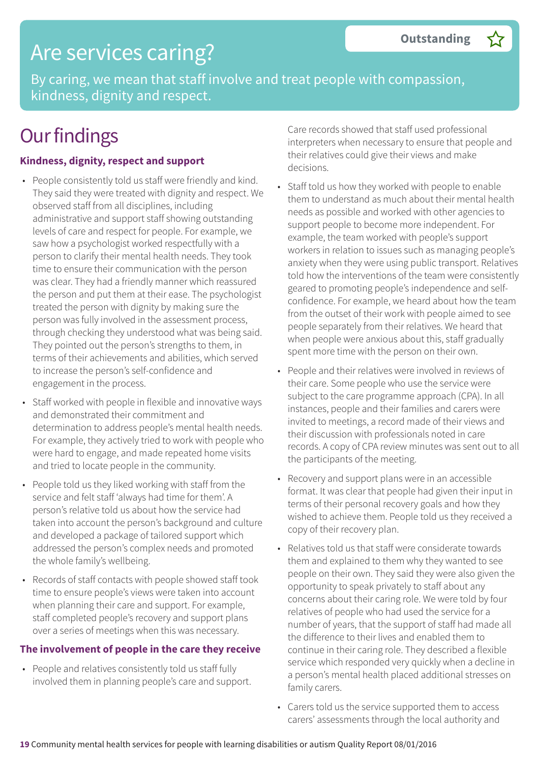# Are services caring?

**Outstanding** ☆

By caring, we mean that staff involve and treat people with compassion, kindness, dignity and respect.

## Our findings

### Kindness, dignity, respect and support

- People consistently told us staff were friendly and kind. They said they were treated with dignity and respect. We observed staff from all disciplines, including administrative and support staff showing outstanding levels of care and respect for people. For example, we saw how a psychologist worked respectfully with a person to clarify their mental health needs. They took time to ensure their communication with the person was clear. They had a friendly manner which reassured the person and put them at their ease. The psychologist treated the person with dignity by making sure the person was fully involved in the assessment process, through checking they understood what was being said. They pointed out the person's strengths to them, in terms of their achievements and abilities, which served to increase the person's self-confidence and engagement in the process.
- Staff worked with people in flexible and innovative ways and demonstrated their commitment and determination to address people's mental health needs. For example, they actively tried to work with people who were hard to engage, and made repeated home visits and tried to locate people in the community.
- People told us they liked working with staff from the service and felt staff 'always had time for them'. A person's relative told us about how the service had taken into account the person's background and culture and developed a package of tailored support which addressed the person's complex needs and promoted the whole family's wellbeing.
- Records of staff contacts with people showed staff took time to ensure people's views were taken into account when planning their care and support. For example, staff completed people's recovery and support plans over a series of meetings when this was necessary.

### The involvement of people in the care they receive

- People and relatives consistently told us staff fully involved them in planning people's care and support. Care records showed that staff used professional interpreters when necessary to ensure that people and their relatives could give their views and make decisions.
- Staff told us how they worked with people to enable them to understand as much about their mental health needs as possible and worked with other agencies to support people to become more independent. For example, the team worked with people's support workers in relation to issues such as managing people's anxiety when they were using public transport. Relatives told how the interventions of the team were consistently geared to promoting people's independence and self-confidence. For example, we heard about how the team from the outset of their work with people aimed to see people separately from their relatives. We heard that when people were anxious about this, staff gradually spent more time with the person on their own.
- People and their relatives were involved in reviews of their care. Some people who use the service were subject to the care programme approach (CPA). In all instances, people and their families and carers were invited to meetings, a record made of their views and their discussion with professionals noted in care records. A copy of CPA review minutes was sent out to all the participants of the meeting.
- Recovery and support plans were in an accessible format. It was clear that people had given their input in terms of their personal recovery goals and how they wished to achieve them. People told us they received a copy of their recovery plan.
- Relatives told us that staff were considerate towards them and explained to them why they wanted to see people on their own. They said they were also given the opportunity to speak privately to staff about any concerns about their caring role. We were told by four relatives of people who had used the service for a number of years, that the support of staff had made all the difference to their lives and enabled them to continue in their caring role. They described a flexible service which responded very quickly when a decline in a person's mental health placed additional stresses on family carers.
- Carers told us the service supported them to access carers' assessments through the local authority and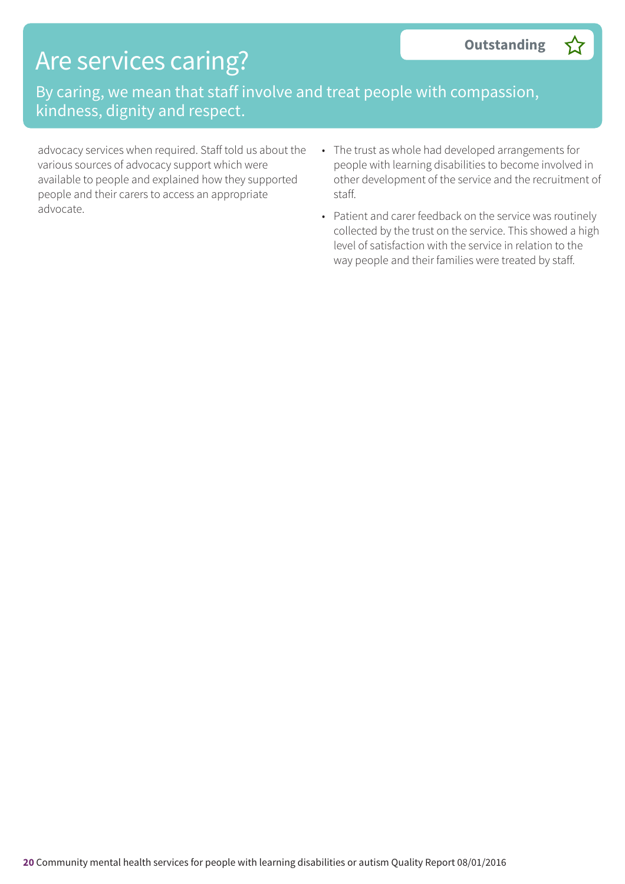# Are services caring?

**Outstanding** ☆

By caring, we mean that staff involve and treat people with compassion, kindness, dignity and respect.

advocacy services when required. Staff told us about the various sources of advocacy support which were available to people and explained how they supported people and their carers to access an appropriate advocate.

- The trust as whole had developed arrangements for people with learning disabilities to become involved in other development of the service and the recruitment of staff.
- Patient and carer feedback on the service was routinely collected by the trust on the service. This showed a high level of satisfaction with the service in relation to the way people and their families were treated by staff.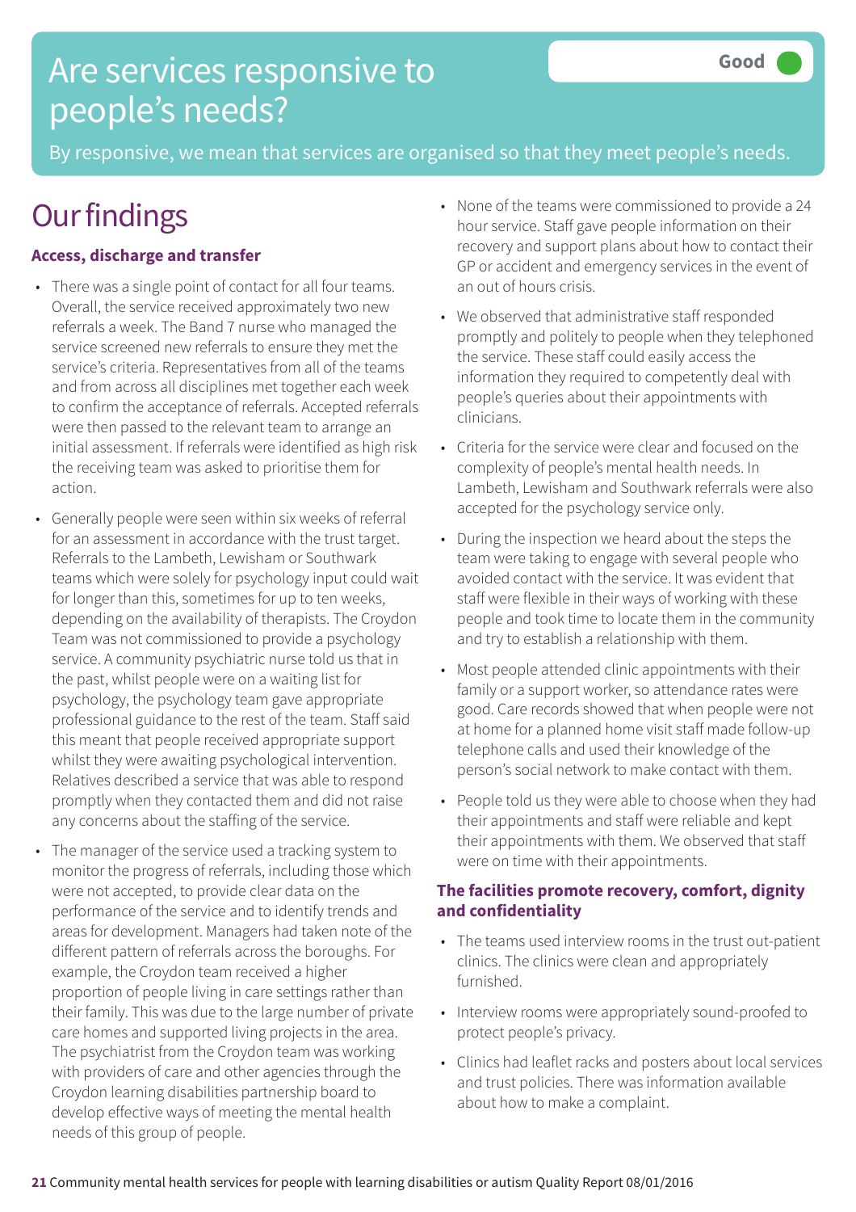# Are services responsive to people's needs?

**Good**

By responsive, we mean that services are organised so that they meet people's needs.

## Our findings

### Access, discharge and transfer

- There was a single point of contact for all four teams. Overall, the service received approximately two new referrals a week. The Band 7 nurse who managed the service screened new referrals to ensure they met the service's criteria. Representatives from all of the teams and from across all disciplines met together each week to confirm the acceptance of referrals. Accepted referrals were then passed to the relevant team to arrange an initial assessment. If referrals were identified as high risk the receiving team was asked to prioritise them for action.
- Generally people were seen within six weeks of referral for an assessment in accordance with the trust target. Referrals to the Lambeth, Lewisham or Southwark teams which were solely for psychology input could wait for longer than this, sometimes for up to ten weeks, depending on the availability of therapists. The Croydon Team was not commissioned to provide a psychology service. A community psychiatric nurse told us that in the past, whilst people were on a waiting list for psychology, the psychology team gave appropriate professional guidance to the rest of the team. Staff said this meant that people received appropriate support whilst they were awaiting psychological intervention. Relatives described a service that was able to respond promptly when they contacted them and did not raise any concerns about the staffing of the service.
- The manager of the service used a tracking system to monitor the progress of referrals, including those which were not accepted, to provide clear data on the performance of the service and to identify trends and areas for development. Managers had taken note of the different pattern of referrals across the boroughs. For example, the Croydon team received a higher proportion of people living in care settings rather than their family. This was due to the large number of private care homes and supported living projects in the area. The psychiatrist from the Croydon team was working with providers of care and other agencies through the Croydon learning disabilities partnership board to develop effective ways of meeting the mental health needs of this group of people.
- None of the teams were commissioned to provide a 24 hour service. Staff gave people information on their recovery and support plans about how to contact their GP or accident and emergency services in the event of an out of hours crisis.
- We observed that administrative staff responded promptly and politely to people when they telephoned the service. These staff could easily access the information they required to competently deal with people's queries about their appointments with clinicians.
- Criteria for the service were clear and focused on the complexity of people's mental health needs. In Lambeth, Lewisham and Southwark referrals were also accepted for the psychology service only.
- During the inspection we heard about the steps the team were taking to engage with several people who avoided contact with the service. It was evident that staff were flexible in their ways of working with these people and took time to locate them in the community and try to establish a relationship with them.
- Most people attended clinic appointments with their family or a support worker, so attendance rates were good. Care records showed that when people were not at home for a planned home visit staff made follow-up telephone calls and used their knowledge of the person's social network to make contact with them.
- People told us they were able to choose when they had their appointments and staff were reliable and kept their appointments with them. We observed that staff were on time with their appointments.

### The facilities promote recovery, comfort, dignity and confidentiality

- The teams used interview rooms in the trust out-patient clinics. The clinics were clean and appropriately furnished.
- Interview rooms were appropriately sound-proofed to protect people's privacy.
- Clinics had leaflet racks and posters about local services and trust policies. There was information available about how to make a complaint.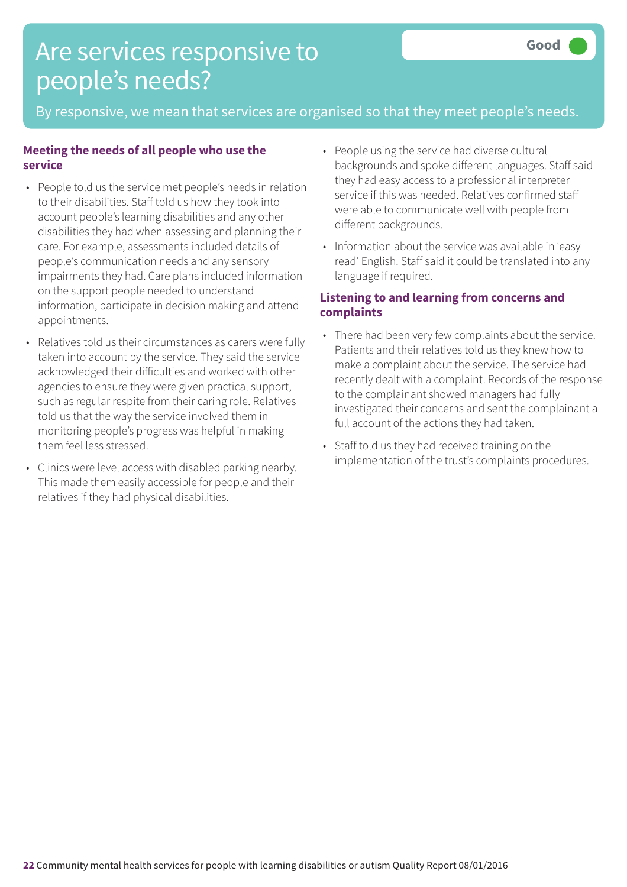# Are services responsive to people's needs?

**Good**

By responsive, we mean that services are organised so that they meet people's needs.

### Meeting the needs of all people who use the service

- People told us the service met people's needs in relation to their disabilities. Staff told us how they took into account people's learning disabilities and any other disabilities they had when assessing and planning their care. For example, assessments included details of people's communication needs and any sensory impairments they had. Care plans included information on the support people needed to understand information, participate in decision making and attend appointments.
- Relatives told us their circumstances as carers were fully taken into account by the service. They said the service acknowledged their difficulties and worked with other agencies to ensure they were given practical support, such as regular respite from their caring role. Relatives told us that the way the service involved them in monitoring people's progress was helpful in making them feel less stressed.
- Clinics were level access with disabled parking nearby. This made them easily accessible for people and their relatives if they had physical disabilities.
- People using the service had diverse cultural backgrounds and spoke different languages. Staff said they had easy access to a professional interpreter service if this was needed. Relatives confirmed staff were able to communicate well with people from different backgrounds.
- Information about the service was available in 'easy read' English. Staff said it could be translated into any language if required.

### Listening to and learning from concerns and complaints

- There had been very few complaints about the service. Patients and their relatives told us they knew how to make a complaint about the service. The service had recently dealt with a complaint. Records of the response to the complainant showed managers had fully investigated their concerns and sent the complainant a full account of the actions they had taken.
- Staff told us they had received training on the implementation of the trust's complaints procedures.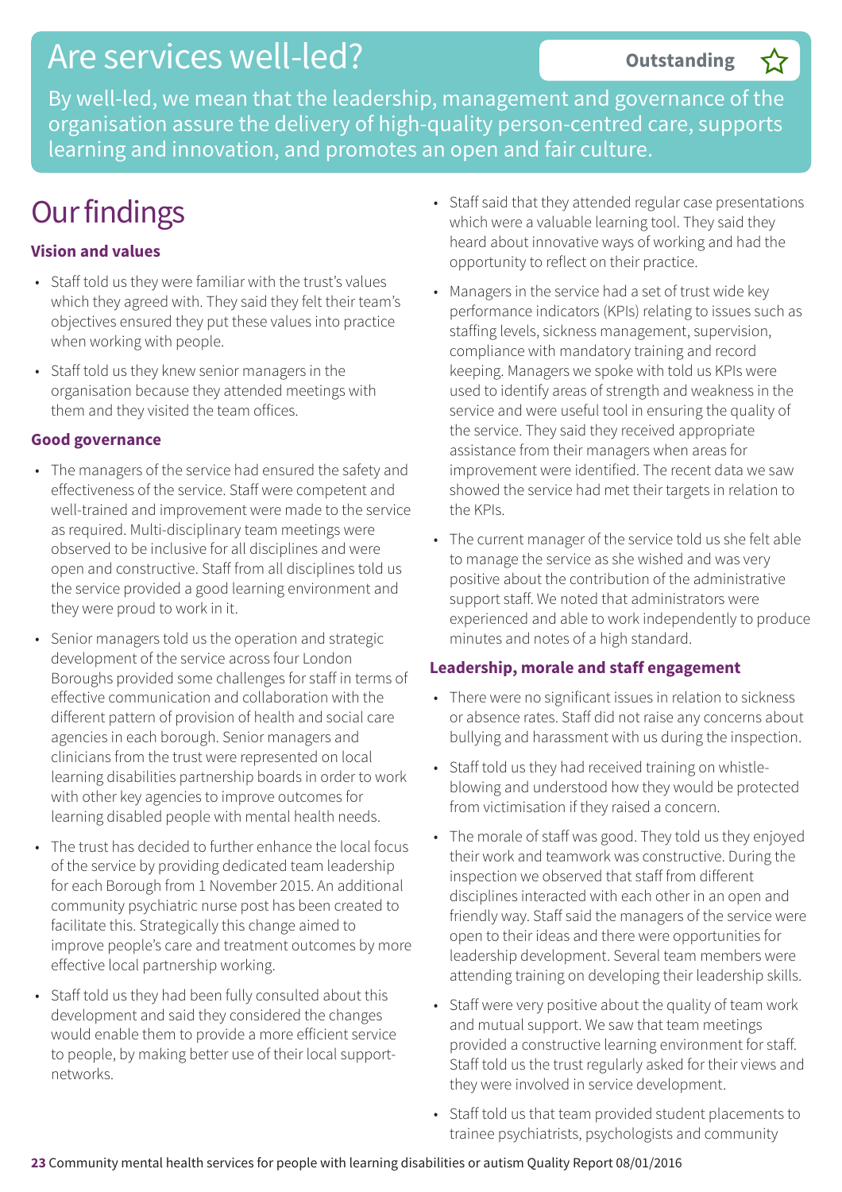# Are services well-led?

**Outstanding** ☆

By well-led, we mean that the leadership, management and governance of the organisation assure the delivery of high-quality person-centred care, supports learning and innovation, and promotes an open and fair culture.

## Our findings

### Vision and values

- Staff told us they were familiar with the trust's values which they agreed with. They said they felt their team's objectives ensured they put these values into practice when working with people.
- Staff told us they knew senior managers in the organisation because they attended meetings with them and they visited the team offices.

### Good governance

- The managers of the service had ensured the safety and effectiveness of the service. Staff were competent and well-trained and improvement were made to the service as required. Multi-disciplinary team meetings were observed to be inclusive for all disciplines and were open and constructive. Staff from all disciplines told us the service provided a good learning environment and they were proud to work in it.
- Senior managers told us the operation and strategic development of the service across four London Boroughs provided some challenges for staff in terms of effective communication and collaboration with the different pattern of provision of health and social care agencies in each borough. Senior managers and clinicians from the trust were represented on local learning disabilities partnership boards in order to work with other key agencies to improve outcomes for learning disabled people with mental health needs.
- The trust has decided to further enhance the local focus of the service by providing dedicated team leadership for each Borough from 1 November 2015. An additional community psychiatric nurse post has been created to facilitate this. Strategically this change aimed to improve people's care and treatment outcomes by more effective local partnership working.
- Staff told us they had been fully consulted about this development and said they considered the changes would enable them to provide a more efficient service to people, by making better use of their local support-networks.
- Staff said that they attended regular case presentations which were a valuable learning tool. They said they heard about innovative ways of working and had the opportunity to reflect on their practice.
- Managers in the service had a set of trust wide key performance indicators (KPIs) relating to issues such as staffing levels, sickness management, supervision, compliance with mandatory training and record keeping. Managers we spoke with told us KPIs were used to identify areas of strength and weakness in the service and were useful tool in ensuring the quality of the service. They said they received appropriate assistance from their managers when areas for improvement were identified. The recent data we saw showed the service had met their targets in relation to the KPIs.
- The current manager of the service told us she felt able to manage the service as she wished and was very positive about the contribution of the administrative support staff. We noted that administrators were experienced and able to work independently to produce minutes and notes of a high standard.

### Leadership, morale and staff engagement

- There were no significant issues in relation to sickness or absence rates. Staff did not raise any concerns about bullying and harassment with us during the inspection.
- Staff told us they had received training on whistle-blowing and understood how they would be protected from victimisation if they raised a concern.
- The morale of staff was good. They told us they enjoyed their work and teamwork was constructive. During the inspection we observed that staff from different disciplines interacted with each other in an open and friendly way. Staff said the managers of the service were open to their ideas and there were opportunities for leadership development. Several team members were attending training on developing their leadership skills.
- Staff were very positive about the quality of team work and mutual support. We saw that team meetings provided a constructive learning environment for staff. Staff told us the trust regularly asked for their views and they were involved in service development.
- Staff told us that team provided student placements to trainee psychiatrists, psychologists and community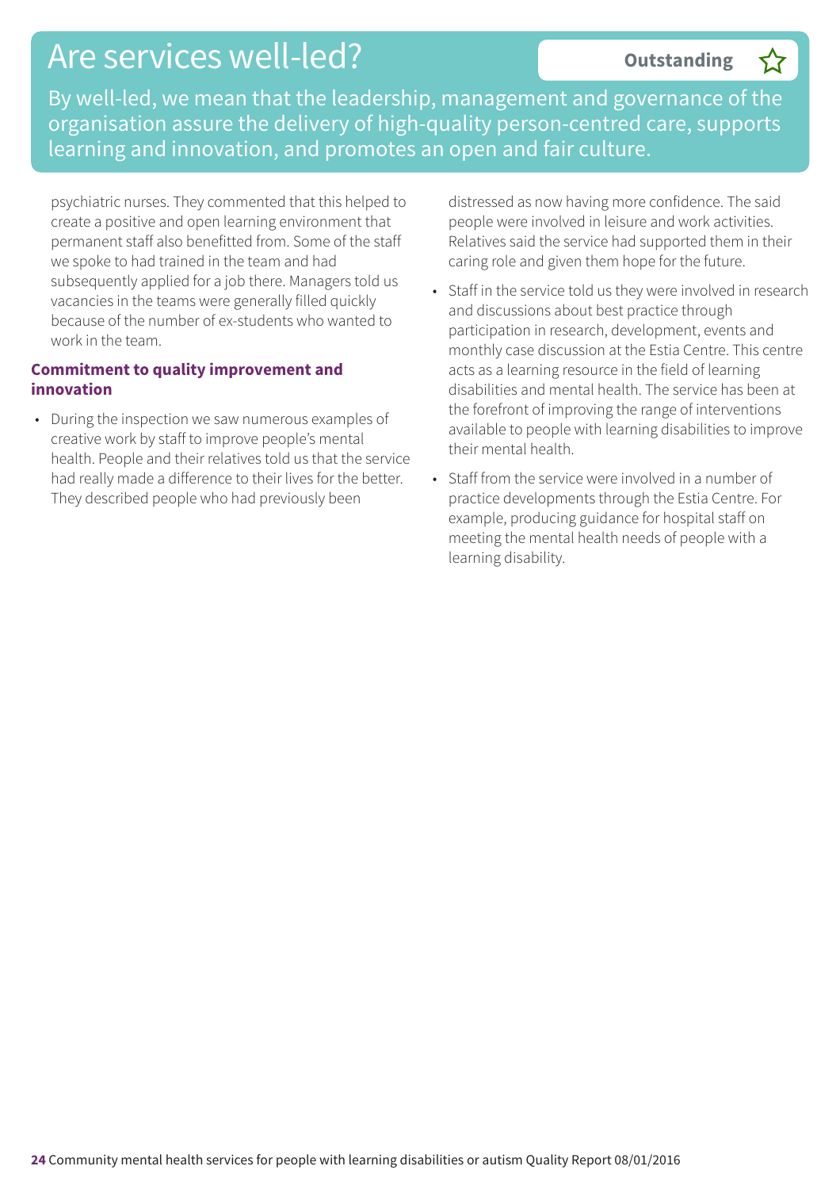# Are services well-led?

**Outstanding** ☆

By well-led, we mean that the leadership, management and governance of the organisation assure the delivery of high-quality person-centred care, supports learning and innovation, and promotes an open and fair culture.

psychiatric nurses. They commented that this helped to create a positive and open learning environment that permanent staff also benefitted from. Some of the staff we spoke to had trained in the team and had subsequently applied for a job there. Managers told us vacancies in the teams were generally filled quickly because of the number of ex-students who wanted to work in the team.

### Commitment to quality improvement and innovation

- During the inspection we saw numerous examples of creative work by staff to improve people's mental health. People and their relatives told us that the service had really made a difference to their lives for the better. They described people who had previously been distressed as now having more confidence. The said people were involved in leisure and work activities. Relatives said the service had supported them in their caring role and given them hope for the future.
- Staff in the service told us they were involved in research and discussions about best practice through participation in research, development, events and monthly case discussion at the Estia Centre. This centre acts as a learning resource in the field of learning disabilities and mental health. The service has been at the forefront of improving the range of interventions available to people with learning disabilities to improve their mental health.
- Staff from the service were involved in a number of practice developments through the Estia Centre. For example, producing guidance for hospital staff on meeting the mental health needs of people with a learning disability.